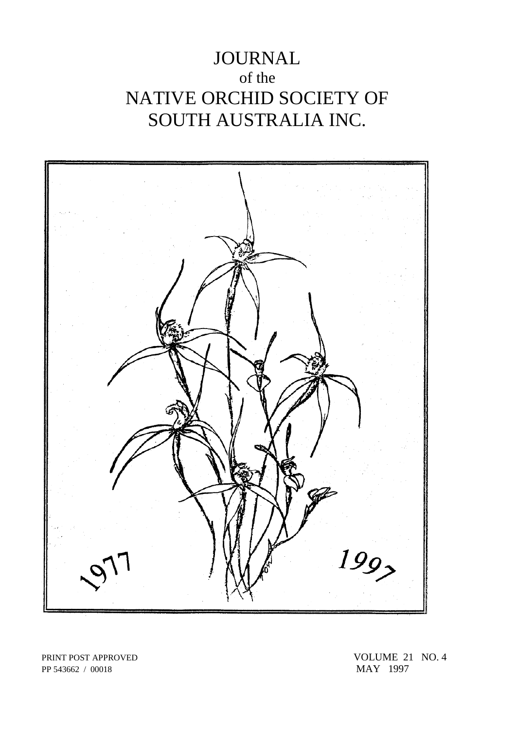# JOURNAL
of the
# NATIVE ORCHID SOCIETY OF SOUTH AUSTRALIA INC.

1977 1997

PRINT POST APPROVED
PP 543662 / 00018

VOLUME 21 NO. 4
MAY 1997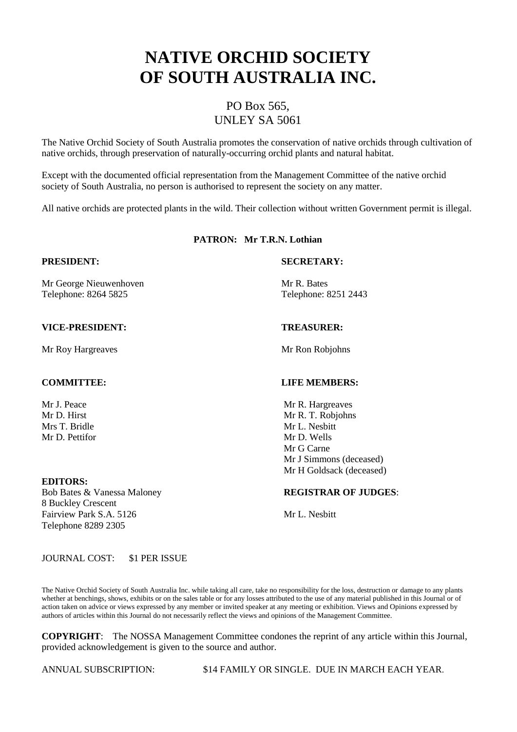# NATIVE ORCHID SOCIETY OF SOUTH AUSTRALIA INC.

PO Box 565,
UNLEY SA 5061

The Native Orchid Society of South Australia promotes the conservation of native orchids through cultivation of native orchids, through preservation of naturally-occurring orchid plants and natural habitat.

Except with the documented official representation from the Management Committee of the native orchid society of South Australia, no person is authorised to represent the society on any matter.

All native orchids are protected plants in the wild. Their collection without written Government permit is illegal.

**PATRON: Mr T.R.N. Lothian**

**PRESIDENT:**

Mr George Nieuwenhoven
Telephone: 8264 5825

**SECRETARY:**

Mr R. Bates
Telephone: 8251 2443

**VICE-PRESIDENT:**

Mr Roy Hargreaves

**TREASURER:**

Mr Ron Robjohns

**COMMITTEE:**

Mr J. Peace
Mr D. Hirst
Mrs T. Bridle
Mr D. Pettifor

**LIFE MEMBERS:**

Mr R. Hargreaves
Mr R. T. Robjohns
Mr L. Nesbitt
Mr D. Wells
Mr G Carne
Mr J Simmons (deceased)
Mr H Goldsack (deceased)

**EDITORS:**
Bob Bates & Vanessa Maloney
8 Buckley Crescent
Fairview Park S.A. 5126
Telephone 8289 2305

**REGISTRAR OF JUDGES**:

Mr L. Nesbitt

JOURNAL COST: $1 PER ISSUE

The Native Orchid Society of South Australia Inc. while taking all care, take no responsibility for the loss, destruction or damage to any plants whether at benchings, shows, exhibits or on the sales table or for any losses attributed to the use of any material published in this Journal or of action taken on advice or views expressed by any member or invited speaker at any meeting or exhibition. Views and Opinions expressed by authors of articles within this Journal do not necessarily reflect the views and opinions of the Management Committee.

**COPYRIGHT**: The NOSSA Management Committee condones the reprint of any article within this Journal, provided acknowledgement is given to the source and author.

ANNUAL SUBSCRIPTION: $14 FAMILY OR SINGLE. DUE IN MARCH EACH YEAR.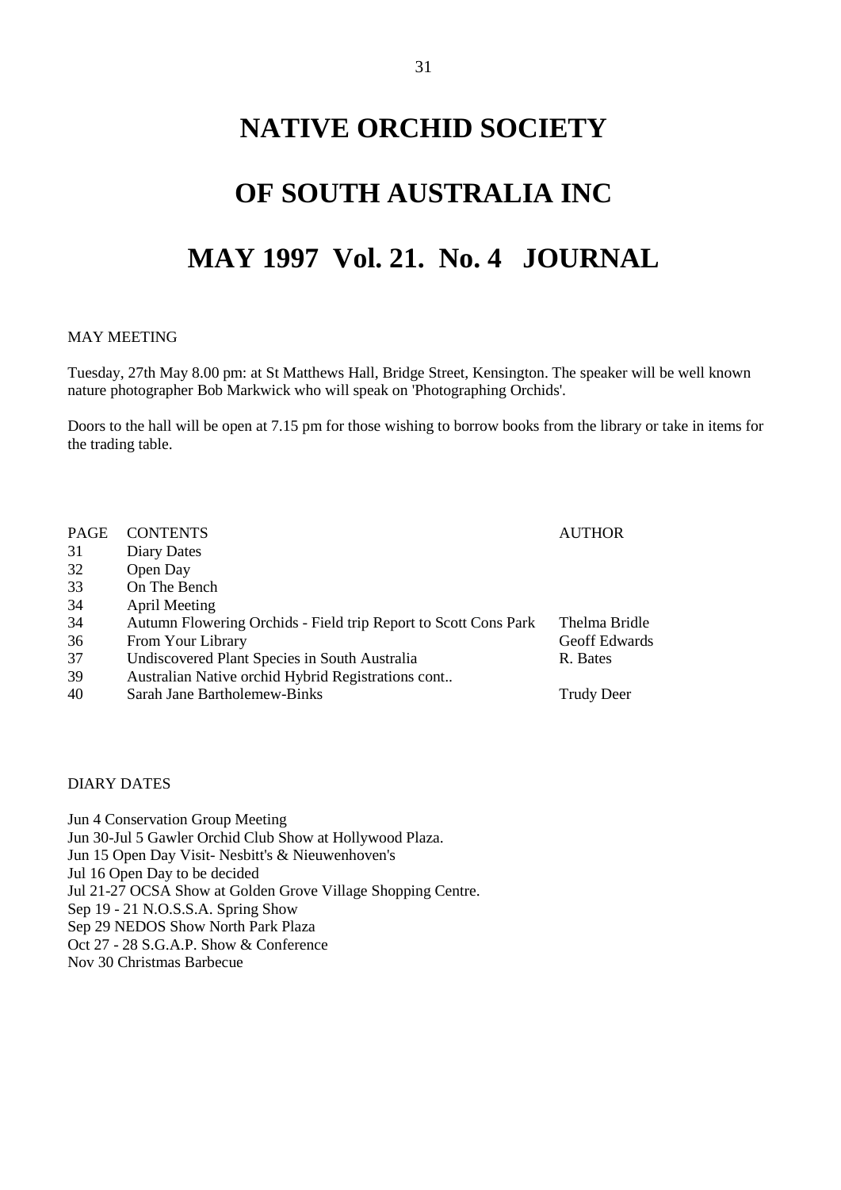# NATIVE ORCHID SOCIETY

# OF SOUTH AUSTRALIA INC

# MAY 1997 Vol. 21. No. 4 JOURNAL

MAY MEETING

Tuesday, 27th May 8.00 pm: at St Matthews Hall, Bridge Street, Kensington. The speaker will be well known nature photographer Bob Markwick who will speak on 'Photographing Orchids'.

Doors to the hall will be open at 7.15 pm for those wishing to borrow books from the library or take in items for the trading table.

| PAGE | CONTENTS | AUTHOR |
|---|---|---|
| 31 | Diary Dates | |
| 32 | Open Day | |
| 33 | On The Bench | |
| 34 | April Meeting | |
| 34 | Autumn Flowering Orchids - Field trip Report to Scott Cons Park | Thelma Bridle |
| 36 | From Your Library | Geoff Edwards |
| 37 | Undiscovered Plant Species in South Australia | R. Bates |
| 39 | Australian Native orchid Hybrid Registrations cont.. | |
| 40 | Sarah Jane Bartholemew-Binks | Trudy Deer |

DIARY DATES

Jun 4 Conservation Group Meeting
Jun 30-Jul 5 Gawler Orchid Club Show at Hollywood Plaza.
Jun 15 Open Day Visit- Nesbitt's & Nieuwenhoven's
Jul 16 Open Day to be decided
Jul 21-27 OCSA Show at Golden Grove Village Shopping Centre.
Sep 19 - 21 N.O.S.S.A. Spring Show
Sep 29 NEDOS Show North Park Plaza
Oct 27 - 28 S.G.A.P. Show & Conference
Nov 30 Christmas Barbecue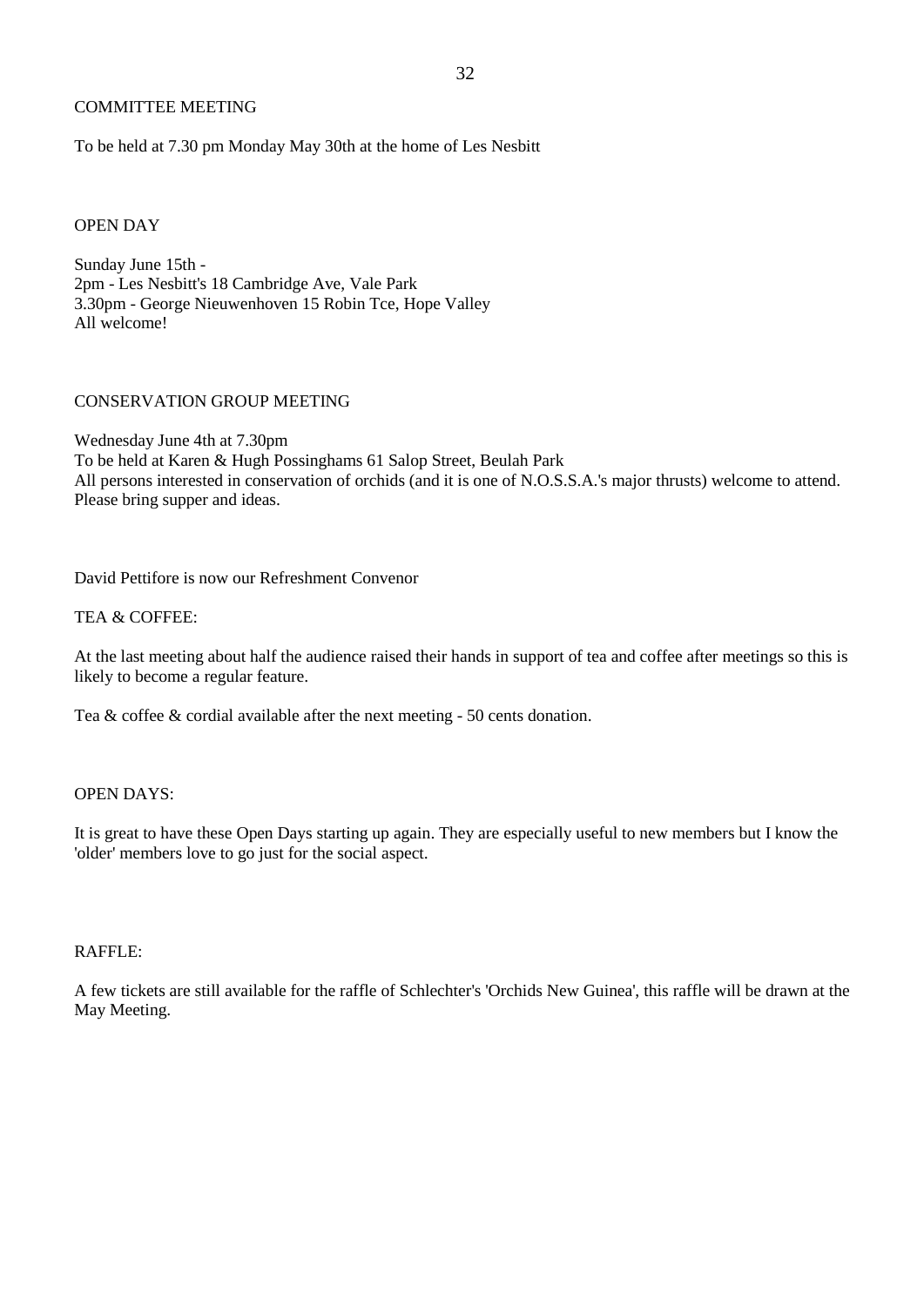## COMMITTEE MEETING

To be held at 7.30 pm Monday May 30th at the home of Les Nesbitt

## OPEN DAY

Sunday June 15th -
2pm - Les Nesbitt's 18 Cambridge Ave, Vale Park
3.30pm - George Nieuwenhoven 15 Robin Tce, Hope Valley
All welcome!

## CONSERVATION GROUP MEETING

Wednesday June 4th at 7.30pm
To be held at Karen & Hugh Possinghams 61 Salop Street, Beulah Park
All persons interested in conservation of orchids (and it is one of N.O.S.S.A.'s major thrusts) welcome to attend. Please bring supper and ideas.

David Pettifore is now our Refreshment Convenor

## TEA & COFFEE:

At the last meeting about half the audience raised their hands in support of tea and coffee after meetings so this is likely to become a regular feature.

Tea & coffee & cordial available after the next meeting - 50 cents donation.

## OPEN DAYS:

It is great to have these Open Days starting up again. They are especially useful to new members but I know the 'older' members love to go just for the social aspect.

## RAFFLE:

A few tickets are still available for the raffle of Schlechter's 'Orchids New Guinea', this raffle will be drawn at the May Meeting.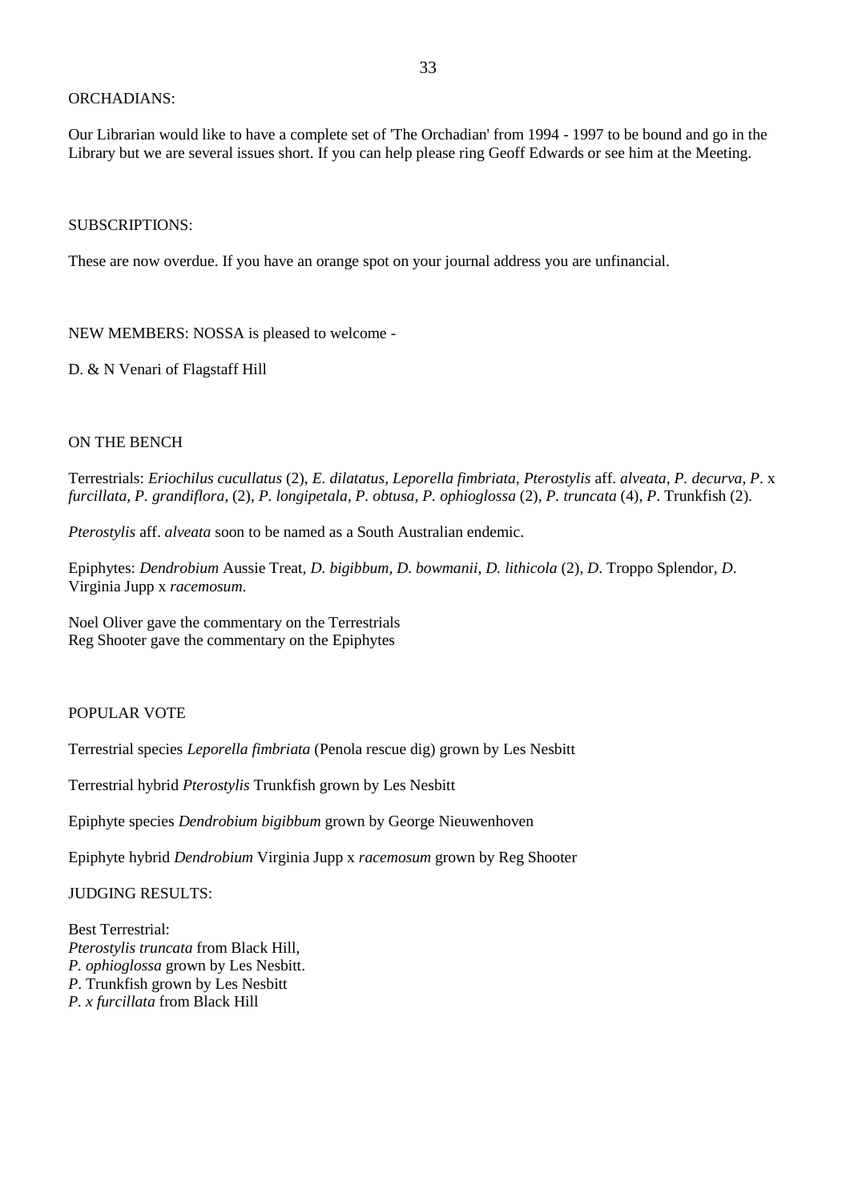ORCHADIANS:

Our Librarian would like to have a complete set of 'The Orchadian' from 1994 - 1997 to be bound and go in the Library but we are several issues short. If you can help please ring Geoff Edwards or see him at the Meeting.

SUBSCRIPTIONS:

These are now overdue. If you have an orange spot on your journal address you are unfinancial.

NEW MEMBERS: NOSSA is pleased to welcome -

D. & N Venari of Flagstaff Hill

ON THE BENCH

Terrestrials: *Eriochilus cucullatus* (2), *E. dilatatus*, *Leporella fimbriata*, *Pterostylis* aff. *alveata*, *P. decurva*, *P*. x *furcillata*, *P. grandiflora*, (2), *P. longipetala*, *P. obtusa*, *P. ophioglossa* (2), *P. truncata* (4), *P*. Trunkfish (2).

*Pterostylis* aff. *alveata* soon to be named as a South Australian endemic.

Epiphytes: *Dendrobium* Aussie Treat, *D. bigibbum*, *D. bowmanii*, *D. lithicola* (2), *D*. Troppo Splendor, *D*. Virginia Jupp x *racemosum*.

Noel Oliver gave the commentary on the Terrestrials
Reg Shooter gave the commentary on the Epiphytes

POPULAR VOTE

Terrestrial species *Leporella fimbriata* (Penola rescue dig) grown by Les Nesbitt

Terrestrial hybrid *Pterostylis* Trunkfish grown by Les Nesbitt

Epiphyte species *Dendrobium bigibbum* grown by George Nieuwenhoven

Epiphyte hybrid *Dendrobium* Virginia Jupp x *racemosum* grown by Reg Shooter

JUDGING RESULTS:

Best Terrestrial:
*Pterostylis truncata* from Black Hill,
*P. ophioglossa* grown by Les Nesbitt.
*P*. Trunkfish grown by Les Nesbitt
*P. x furcillata* from Black Hill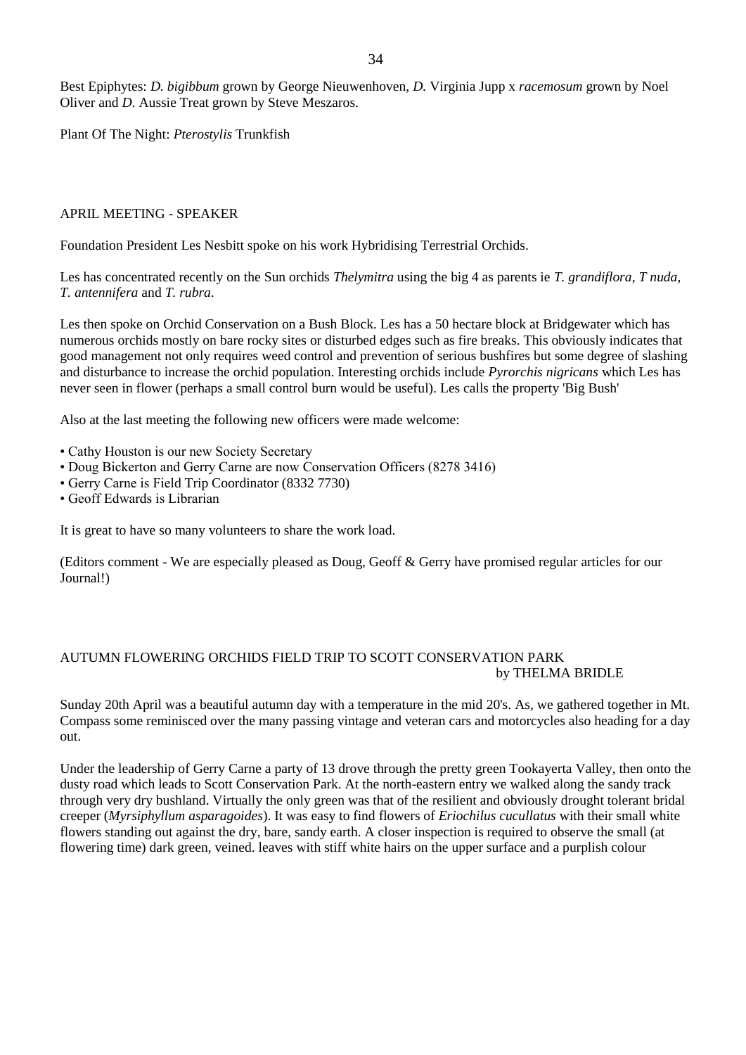Best Epiphytes: *D. bigibbum* grown by George Nieuwenhoven, *D.* Virginia Jupp x *racemosum* grown by Noel Oliver and *D.* Aussie Treat grown by Steve Meszaros.

Plant Of The Night: *Pterostylis* Trunkfish

## APRIL MEETING - SPEAKER

Foundation President Les Nesbitt spoke on his work Hybridising Terrestrial Orchids.

Les has concentrated recently on the Sun orchids *Thelymitra* using the big 4 as parents ie *T. grandiflora*, *T nuda*, *T. antennifera* and *T. rubra*.

Les then spoke on Orchid Conservation on a Bush Block. Les has a 50 hectare block at Bridgewater which has numerous orchids mostly on bare rocky sites or disturbed edges such as fire breaks. This obviously indicates that good management not only requires weed control and prevention of serious bushfires but some degree of slashing and disturbance to increase the orchid population. Interesting orchids include *Pyrorchis nigricans* which Les has never seen in flower (perhaps a small control burn would be useful). Les calls the property 'Big Bush'

Also at the last meeting the following new officers were made welcome:

- Cathy Houston is our new Society Secretary
- Doug Bickerton and Gerry Carne are now Conservation Officers (8278 3416)
- Gerry Carne is Field Trip Coordinator (8332 7730)
- Geoff Edwards is Librarian

It is great to have so many volunteers to share the work load.

(Editors comment - We are especially pleased as Doug, Geoff & Gerry have promised regular articles for our Journal!)

## AUTUMN FLOWERING ORCHIDS FIELD TRIP TO SCOTT CONSERVATION PARK

by THELMA BRIDLE

Sunday 20th April was a beautiful autumn day with a temperature in the mid 20's. As, we gathered together in Mt. Compass some reminisced over the many passing vintage and veteran cars and motorcycles also heading for a day out.

Under the leadership of Gerry Carne a party of 13 drove through the pretty green Tookayerta Valley, then onto the dusty road which leads to Scott Conservation Park. At the north-eastern entry we walked along the sandy track through very dry bushland. Virtually the only green was that of the resilient and obviously drought tolerant bridal creeper (*Myrsiphyllum asparagoides*). It was easy to find flowers of *Eriochilus cucullatus* with their small white flowers standing out against the dry, bare, sandy earth. A closer inspection is required to observe the small (at flowering time) dark green, veined. leaves with stiff white hairs on the upper surface and a purplish colour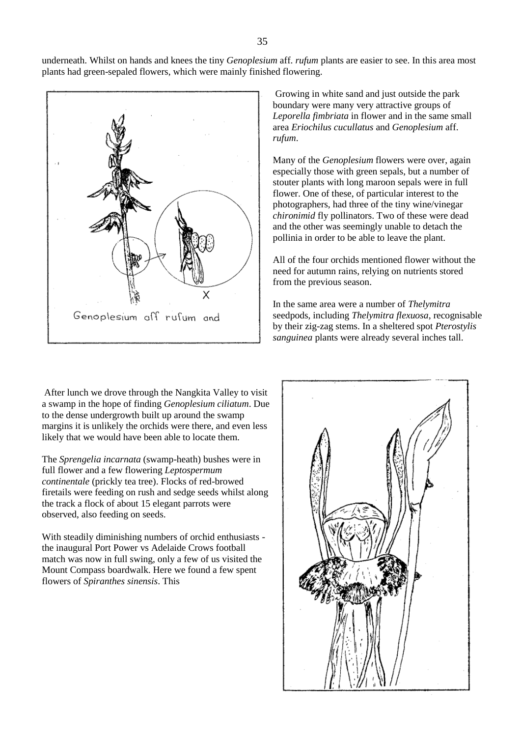underneath. Whilst on hands and knees the tiny *Genoplesium* aff. *rufum* plants are easier to see. In this area most plants had green-sepaled flowers, which were mainly finished flowering.

Genoplesium aff rufum and

Growing in white sand and just outside the park boundary were many very attractive groups of *Leporella fimbriata* in flower and in the same small area *Eriochilus cucullatus* and *Genoplesium* aff. *rufum*.

Many of the *Genoplesium* flowers were over, again especially those with green sepals, but a number of stouter plants with long maroon sepals were in full flower. One of these, of particular interest to the photographers, had three of the tiny wine/vinegar *chironimid* fly pollinators. Two of these were dead and the other was seemingly unable to detach the pollinia in order to be able to leave the plant.

All of the four orchids mentioned flower without the need for autumn rains, relying on nutrients stored from the previous season.

In the same area were a number of *Thelymitra* seedpods, including *Thelymitra flexuosa*, recognisable by their zig-zag stems. In a sheltered spot *Pterostylis sanguinea* plants were already several inches tall.

After lunch we drove through the Nangkita Valley to visit a swamp in the hope of finding *Genoplesium ciliatum*. Due to the dense undergrowth built up around the swamp margins it is unlikely the orchids were there, and even less likely that we would have been able to locate them.

The *Sprengelia incarnata* (swamp-heath) bushes were in full flower and a few flowering *Leptospermum continentale* (prickly tea tree). Flocks of red-browed firetails were feeding on rush and sedge seeds whilst along the track a flock of about 15 elegant parrots were observed, also feeding on seeds.

With steadily diminishing numbers of orchid enthusiasts - the inaugural Port Power vs Adelaide Crows football match was now in full swing, only a few of us visited the Mount Compass boardwalk. Here we found a few spent flowers of *Spiranthes sinensis*. This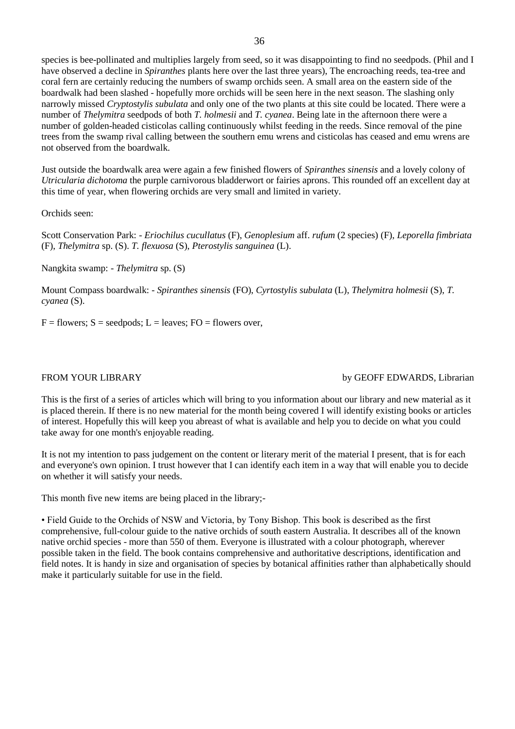species is bee-pollinated and multiplies largely from seed, so it was disappointing to find no seedpods. (Phil and I have observed a decline in *Spiranthes* plants here over the last three years), The encroaching reeds, tea-tree and coral fern are certainly reducing the numbers of swamp orchids seen. A small area on the eastern side of the boardwalk had been slashed - hopefully more orchids will be seen here in the next season. The slashing only narrowly missed *Cryptostylis subulata* and only one of the two plants at this site could be located. There were a number of *Thelymitra* seedpods of both *T. holmesii* and *T. cyanea*. Being late in the afternoon there were a number of golden-headed cisticolas calling continuously whilst feeding in the reeds. Since removal of the pine trees from the swamp rival calling between the southern emu wrens and cisticolas has ceased and emu wrens are not observed from the boardwalk.

Just outside the boardwalk area were again a few finished flowers of *Spiranthes sinensis* and a lovely colony of *Utricularia dichotoma* the purple carnivorous bladderwort or fairies aprons. This rounded off an excellent day at this time of year, when flowering orchids are very small and limited in variety.

Orchids seen:

Scott Conservation Park: - *Eriochilus cucullatus* (F), *Genoplesium* aff. *rufum* (2 species) (F), *Leporella fimbriata* (F), *Thelymitra* sp. (S). *T. flexuosa* (S), *Pterostylis sanguinea* (L).

Nangkita swamp: - *Thelymitra* sp. (S)

Mount Compass boardwalk: - *Spiranthes sinensis* (FO), *Cyrtostylis subulata* (L), *Thelymitra holmesii* (S), *T. cyanea* (S).

F = flowers; S = seedpods; L = leaves; FO = flowers over,

## FROM YOUR LIBRARY

by GEOFF EDWARDS, Librarian

This is the first of a series of articles which will bring to you information about our library and new material as it is placed therein. If there is no new material for the month being covered I will identify existing books or articles of interest. Hopefully this will keep you abreast of what is available and help you to decide on what you could take away for one month's enjoyable reading.

It is not my intention to pass judgement on the content or literary merit of the material I present, that is for each and everyone's own opinion. I trust however that I can identify each item in a way that will enable you to decide on whether it will satisfy your needs.

This month five new items are being placed in the library;-

- Field Guide to the Orchids of NSW and Victoria, by Tony Bishop. This book is described as the first comprehensive, full-colour guide to the native orchids of south eastern Australia. It describes all of the known native orchid species - more than 550 of them. Everyone is illustrated with a colour photograph, wherever possible taken in the field. The book contains comprehensive and authoritative descriptions, identification and field notes. It is handy in size and organisation of species by botanical affinities rather than alphabetically should make it particularly suitable for use in the field.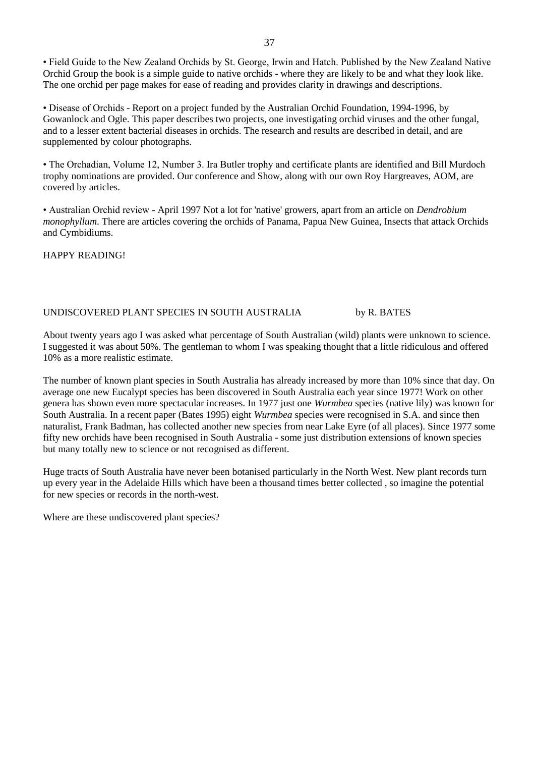• Field Guide to the New Zealand Orchids by St. George, Irwin and Hatch. Published by the New Zealand Native Orchid Group the book is a simple guide to native orchids - where they are likely to be and what they look like. The one orchid per page makes for ease of reading and provides clarity in drawings and descriptions.

• Disease of Orchids - Report on a project funded by the Australian Orchid Foundation, 1994-1996, by Gowanlock and Ogle. This paper describes two projects, one investigating orchid viruses and the other fungal, and to a lesser extent bacterial diseases in orchids. The research and results are described in detail, and are supplemented by colour photographs.

• The Orchadian, Volume 12, Number 3. Ira Butler trophy and certificate plants are identified and Bill Murdoch trophy nominations are provided. Our conference and Show, along with our own Roy Hargreaves, AOM, are covered by articles.

• Australian Orchid review - April 1997 Not a lot for 'native' growers, apart from an article on *Dendrobium monophyllum*. There are articles covering the orchids of Panama, Papua New Guinea, Insects that attack Orchids and Cymbidiums.

HAPPY READING!

## UNDISCOVERED PLANT SPECIES IN SOUTH AUSTRALIA by R. BATES

About twenty years ago I was asked what percentage of South Australian (wild) plants were unknown to science. I suggested it was about 50%. The gentleman to whom I was speaking thought that a little ridiculous and offered 10% as a more realistic estimate.

The number of known plant species in South Australia has already increased by more than 10% since that day. On average one new Eucalypt species has been discovered in South Australia each year since 1977! Work on other genera has shown even more spectacular increases. In 1977 just one *Wurmbea* species (native lily) was known for South Australia. In a recent paper (Bates 1995) eight *Wurmbea* species were recognised in S.A. and since then naturalist, Frank Badman, has collected another new species from near Lake Eyre (of all places). Since 1977 some fifty new orchids have been recognised in South Australia - some just distribution extensions of known species but many totally new to science or not recognised as different.

Huge tracts of South Australia have never been botanised particularly in the North West. New plant records turn up every year in the Adelaide Hills which have been a thousand times better collected , so imagine the potential for new species or records in the north-west.

Where are these undiscovered plant species?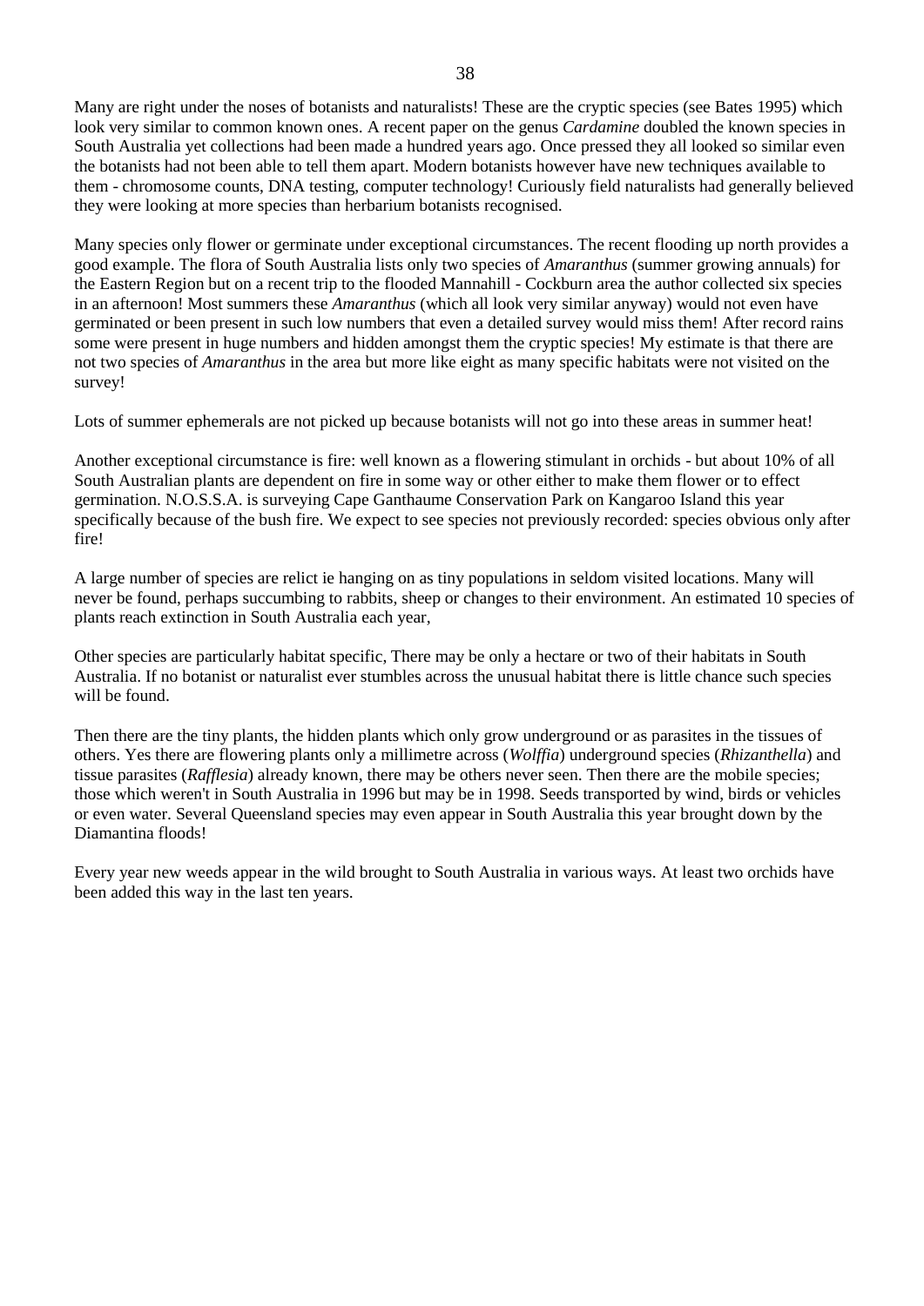Many are right under the noses of botanists and naturalists! These are the cryptic species (see Bates 1995) which look very similar to common known ones. A recent paper on the genus *Cardamine* doubled the known species in South Australia yet collections had been made a hundred years ago. Once pressed they all looked so similar even the botanists had not been able to tell them apart. Modern botanists however have new techniques available to them - chromosome counts, DNA testing, computer technology! Curiously field naturalists had generally believed they were looking at more species than herbarium botanists recognised.

Many species only flower or germinate under exceptional circumstances. The recent flooding up north provides a good example. The flora of South Australia lists only two species of *Amaranthus* (summer growing annuals) for the Eastern Region but on a recent trip to the flooded Mannahill - Cockburn area the author collected six species in an afternoon! Most summers these *Amaranthus* (which all look very similar anyway) would not even have germinated or been present in such low numbers that even a detailed survey would miss them! After record rains some were present in huge numbers and hidden amongst them the cryptic species! My estimate is that there are not two species of *Amaranthus* in the area but more like eight as many specific habitats were not visited on the survey!

Lots of summer ephemerals are not picked up because botanists will not go into these areas in summer heat!

Another exceptional circumstance is fire: well known as a flowering stimulant in orchids - but about 10% of all South Australian plants are dependent on fire in some way or other either to make them flower or to effect germination. N.O.S.S.A. is surveying Cape Ganthaume Conservation Park on Kangaroo Island this year specifically because of the bush fire. We expect to see species not previously recorded: species obvious only after fire!

A large number of species are relict ie hanging on as tiny populations in seldom visited locations. Many will never be found, perhaps succumbing to rabbits, sheep or changes to their environment. An estimated 10 species of plants reach extinction in South Australia each year,

Other species are particularly habitat specific, There may be only a hectare or two of their habitats in South Australia. If no botanist or naturalist ever stumbles across the unusual habitat there is little chance such species will be found.

Then there are the tiny plants, the hidden plants which only grow underground or as parasites in the tissues of others. Yes there are flowering plants only a millimetre across (*Wolffia*) underground species (*Rhizanthella*) and tissue parasites (*Rafflesia*) already known, there may be others never seen. Then there are the mobile species; those which weren't in South Australia in 1996 but may be in 1998. Seeds transported by wind, birds or vehicles or even water. Several Queensland species may even appear in South Australia this year brought down by the Diamantina floods!

Every year new weeds appear in the wild brought to South Australia in various ways. At least two orchids have been added this way in the last ten years.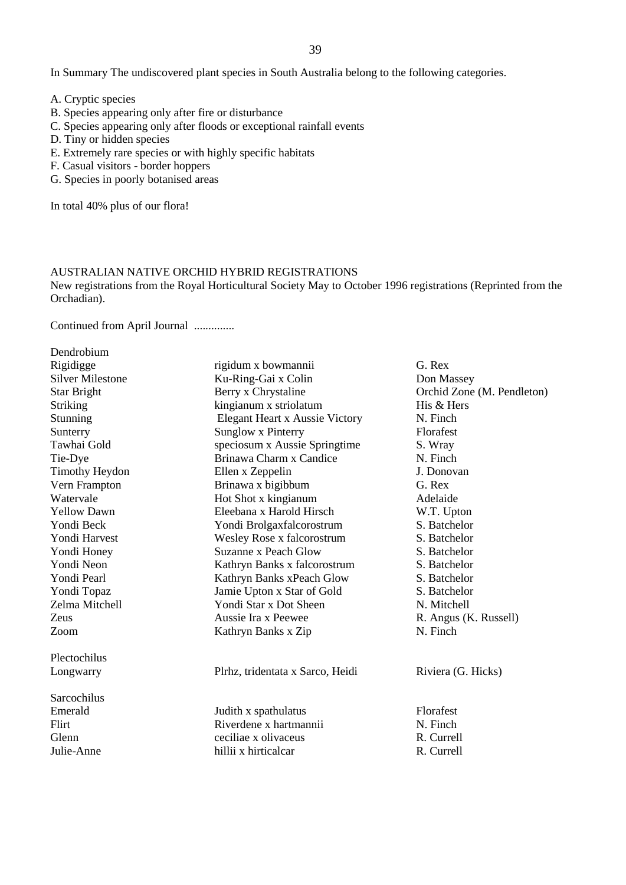In Summary The undiscovered plant species in South Australia belong to the following categories.

A. Cryptic species
B. Species appearing only after fire or disturbance
C. Species appearing only after floods or exceptional rainfall events
D. Tiny or hidden species
E. Extremely rare species or with highly specific habitats
F. Casual visitors - border hoppers
G. Species in poorly botanised areas

In total 40% plus of our flora!

## AUSTRALIAN NATIVE ORCHID HYBRID REGISTRATIONS

New registrations from the Royal Horticultural Society May to October 1996 registrations (Reprinted from the Orchadian).

Continued from April Journal ..............

| Name | Parentage | Registrant |
|---|---|---|
| **Dendrobium** | | |
| Rigidigge | rigidum x bowmannii | G. Rex |
| Silver Milestone | Ku-Ring-Gai x Colin | Don Massey |
| Star Bright | Berry x Chrystaline | Orchid Zone (M. Pendleton) |
| Striking | kingianum x striolatum | His & Hers |
| Stunning | Elegant Heart x Aussie Victory | N. Finch |
| Sunterry | Sunglow x Pinterry | Florafest |
| Tawhai Gold | speciosum x Aussie Springtime | S. Wray |
| Tie-Dye | Brinawa Charm x Candice | N. Finch |
| Timothy Heydon | Ellen x Zeppelin | J. Donovan |
| Vern Frampton | Brinawa x bigibbum | G. Rex |
| Watervale | Hot Shot x kingianum | Adelaide |
| Yellow Dawn | Eleebana x Harold Hirsch | W.T. Upton |
| Yondi Beck | Yondi Brolgaxfalcorostrum | S. Batchelor |
| Yondi Harvest | Wesley Rose x falcorostrum | S. Batchelor |
| Yondi Honey | Suzanne x Peach Glow | S. Batchelor |
| Yondi Neon | Kathryn Banks x falcorostrum | S. Batchelor |
| Yondi Pearl | Kathryn Banks xPeach Glow | S. Batchelor |
| Yondi Topaz | Jamie Upton x Star of Gold | S. Batchelor |
| Zelma Mitchell | Yondi Star x Dot Sheen | N. Mitchell |
| Zeus | Aussie Ira x Peewee | R. Angus (K. Russell) |
| Zoom | Kathryn Banks x Zip | N. Finch |
| **Plectochilus** | | |
| Longwarry | Plrhz, tridentata x Sarco, Heidi | Riviera (G. Hicks) |
| **Sarcochilus** | | |
| Emerald | Judith x spathulatus | Florafest |
| Flirt | Riverdene x hartmannii | N. Finch |
| Glenn | ceciliae x olivaceus | R. Currell |
| Julie-Anne | hillii x hirticalcar | R. Currell |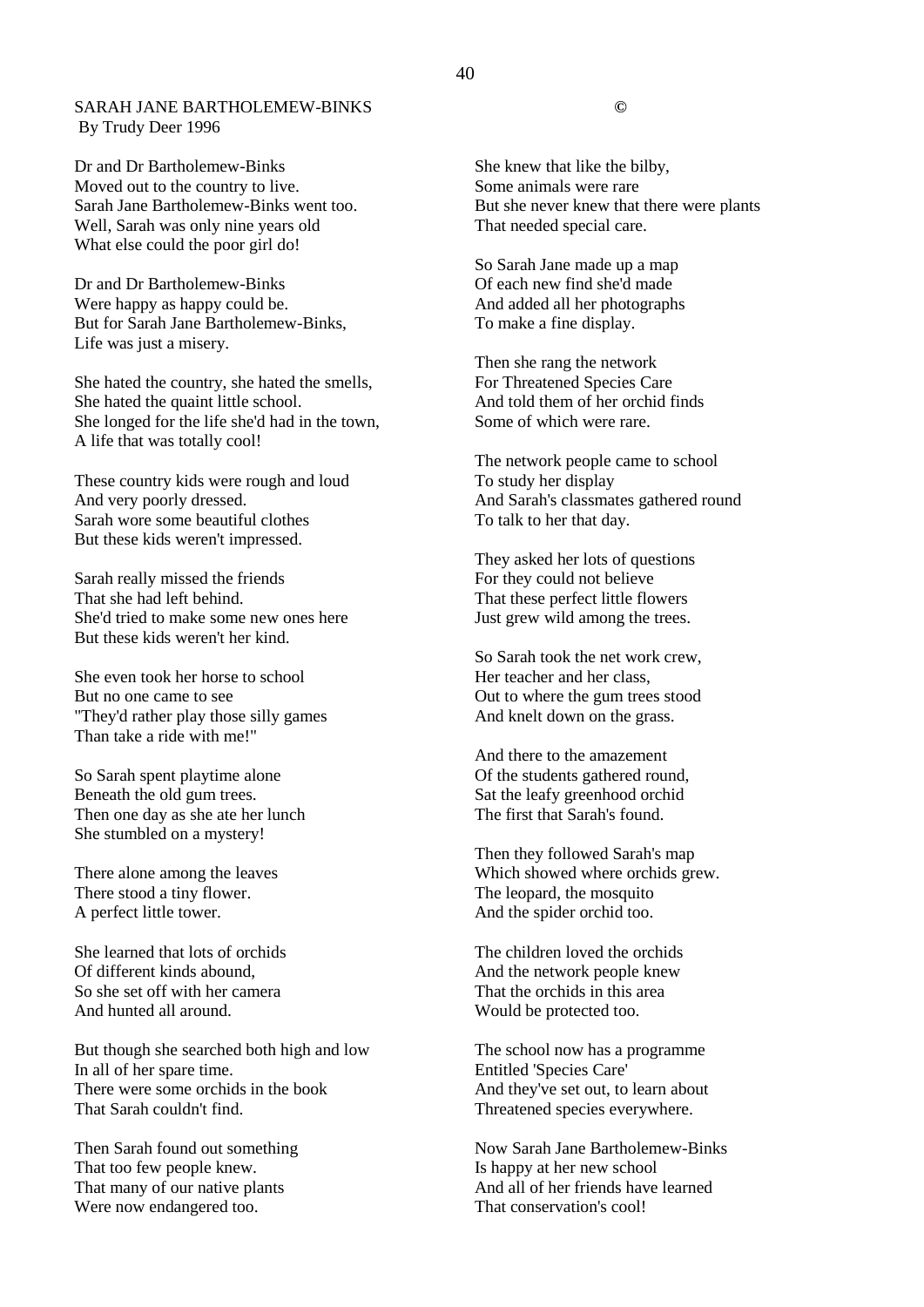SARAH JANE BARTHOLEMEW-BINKS ©
By Trudy Deer 1996

Dr and Dr Bartholemew-Binks
Moved out to the country to live.
Sarah Jane Bartholemew-Binks went too.
Well, Sarah was only nine years old
What else could the poor girl do!

Dr and Dr Bartholemew-Binks
Were happy as happy could be.
But for Sarah Jane Bartholemew-Binks,
Life was just a misery.

She hated the country, she hated the smells,
She hated the quaint little school.
She longed for the life she'd had in the town,
A life that was totally cool!

These country kids were rough and loud
And very poorly dressed.
Sarah wore some beautiful clothes
But these kids weren't impressed.

Sarah really missed the friends
That she had left behind.
She'd tried to make some new ones here
But these kids weren't her kind.

She even took her horse to school
But no one came to see
"They'd rather play those silly games
Than take a ride with me!"

So Sarah spent playtime alone
Beneath the old gum trees.
Then one day as she ate her lunch
She stumbled on a mystery!

There alone among the leaves
There stood a tiny flower.
A perfect little tower.

She learned that lots of orchids
Of different kinds abound,
So she set off with her camera
And hunted all around.

But though she searched both high and low
In all of her spare time.
There were some orchids in the book
That Sarah couldn't find.

Then Sarah found out something
That too few people knew.
That many of our native plants
Were now endangered too.

She knew that like the bilby,
Some animals were rare
But she never knew that there were plants
That needed special care.

So Sarah Jane made up a map
Of each new find she'd made
And added all her photographs
To make a fine display.

Then she rang the network
For Threatened Species Care
And told them of her orchid finds
Some of which were rare.

The network people came to school
To study her display
And Sarah's classmates gathered round
To talk to her that day.

They asked her lots of questions
For they could not believe
That these perfect little flowers
Just grew wild among the trees.

So Sarah took the net work crew,
Her teacher and her class,
Out to where the gum trees stood
And knelt down on the grass.

And there to the amazement
Of the students gathered round,
Sat the leafy greenhood orchid
The first that Sarah's found.

Then they followed Sarah's map
Which showed where orchids grew.
The leopard, the mosquito
And the spider orchid too.

The children loved the orchids
And the network people knew
That the orchids in this area
Would be protected too.

The school now has a programme
Entitled 'Species Care'
And they've set out, to learn about
Threatened species everywhere.

Now Sarah Jane Bartholemew-Binks
Is happy at her new school
And all of her friends have learned
That conservation's cool!